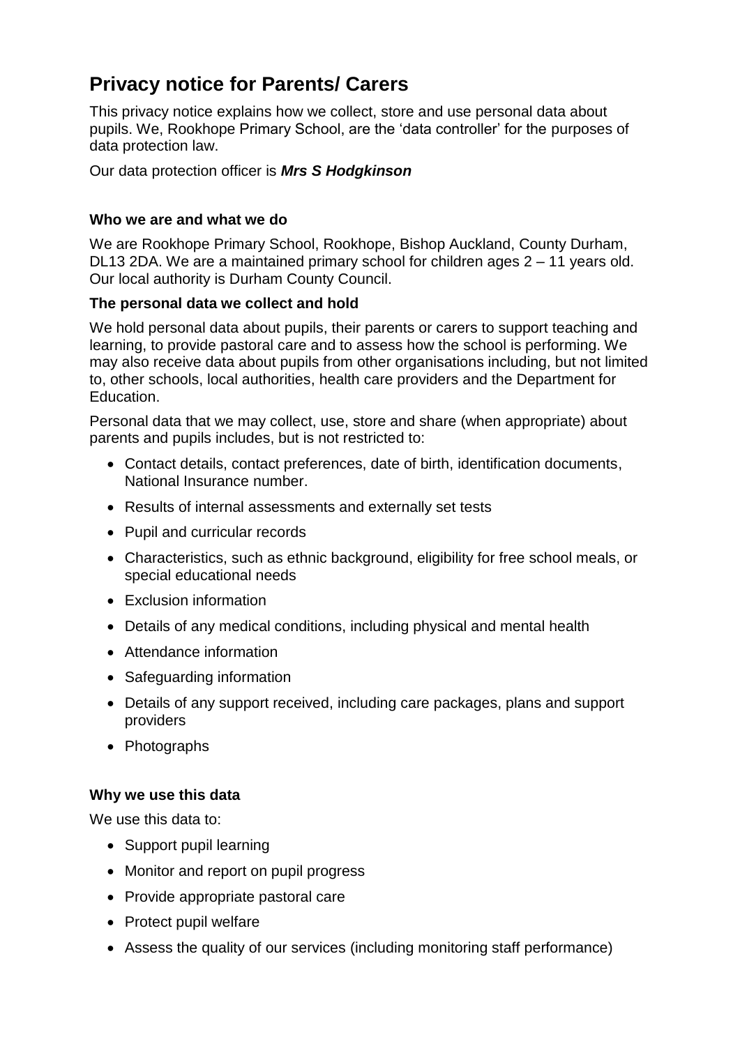# Privacy notice for Parents/ Carers

This privacy notice explains how we collect, store and use personal data about pupils. We, Rookhope Primary School, are the 'data controller' for the purposes of data protection law.

Our data protection officer is ***Mrs S Hodgkinson***

### Who we are and what we do

We are Rookhope Primary School, Rookhope, Bishop Auckland, County Durham, DL13 2DA. We are a maintained primary school for children ages 2 – 11 years old. Our local authority is Durham County Council.

### The personal data we collect and hold

We hold personal data about pupils, their parents or carers to support teaching and learning, to provide pastoral care and to assess how the school is performing. We may also receive data about pupils from other organisations including, but not limited to, other schools, local authorities, health care providers and the Department for Education.

Personal data that we may collect, use, store and share (when appropriate) about parents and pupils includes, but is not restricted to:

- Contact details, contact preferences, date of birth, identification documents, National Insurance number.
- Results of internal assessments and externally set tests
- Pupil and curricular records
- Characteristics, such as ethnic background, eligibility for free school meals, or special educational needs
- Exclusion information
- Details of any medical conditions, including physical and mental health
- Attendance information
- Safeguarding information
- Details of any support received, including care packages, plans and support providers
- Photographs

### Why we use this data

We use this data to:

- Support pupil learning
- Monitor and report on pupil progress
- Provide appropriate pastoral care
- Protect pupil welfare
- Assess the quality of our services (including monitoring staff performance)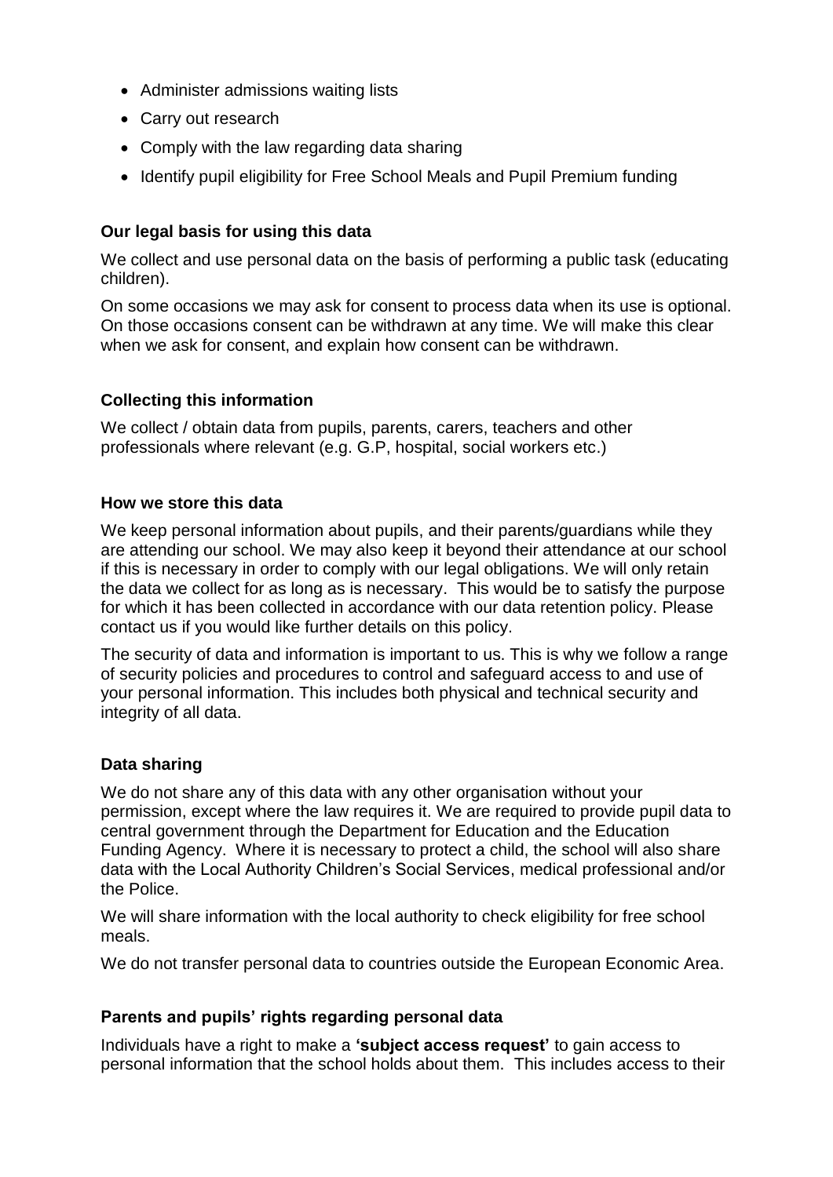- Administer admissions waiting lists
- Carry out research
- Comply with the law regarding data sharing
- Identify pupil eligibility for Free School Meals and Pupil Premium funding

### Our legal basis for using this data

We collect and use personal data on the basis of performing a public task (educating children).

On some occasions we may ask for consent to process data when its use is optional. On those occasions consent can be withdrawn at any time. We will make this clear when we ask for consent, and explain how consent can be withdrawn.

### Collecting this information

We collect / obtain data from pupils, parents, carers, teachers and other professionals where relevant (e.g. G.P, hospital, social workers etc.)

### How we store this data

We keep personal information about pupils, and their parents/guardians while they are attending our school. We may also keep it beyond their attendance at our school if this is necessary in order to comply with our legal obligations. We will only retain the data we collect for as long as is necessary. This would be to satisfy the purpose for which it has been collected in accordance with our data retention policy. Please contact us if you would like further details on this policy.

The security of data and information is important to us. This is why we follow a range of security policies and procedures to control and safeguard access to and use of your personal information. This includes both physical and technical security and integrity of all data.

### Data sharing

We do not share any of this data with any other organisation without your permission, except where the law requires it. We are required to provide pupil data to central government through the Department for Education and the Education Funding Agency. Where it is necessary to protect a child, the school will also share data with the Local Authority Children's Social Services, medical professional and/or the Police.

We will share information with the local authority to check eligibility for free school meals.

We do not transfer personal data to countries outside the European Economic Area.

### Parents and pupils' rights regarding personal data

Individuals have a right to make a **'subject access request'** to gain access to personal information that the school holds about them. This includes access to their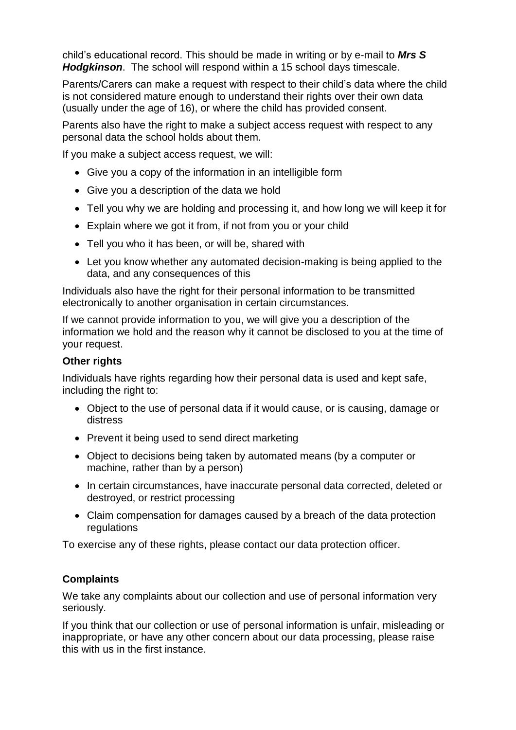child's educational record. This should be made in writing or by e-mail to ***Mrs S Hodgkinson***. The school will respond within a 15 school days timescale.

Parents/Carers can make a request with respect to their child's data where the child is not considered mature enough to understand their rights over their own data (usually under the age of 16), or where the child has provided consent.

Parents also have the right to make a subject access request with respect to any personal data the school holds about them.

If you make a subject access request, we will:

- Give you a copy of the information in an intelligible form
- Give you a description of the data we hold
- Tell you why we are holding and processing it, and how long we will keep it for
- Explain where we got it from, if not from you or your child
- Tell you who it has been, or will be, shared with
- Let you know whether any automated decision-making is being applied to the data, and any consequences of this

Individuals also have the right for their personal information to be transmitted electronically to another organisation in certain circumstances.

If we cannot provide information to you, we will give you a description of the information we hold and the reason why it cannot be disclosed to you at the time of your request.

**Other rights**

Individuals have rights regarding how their personal data is used and kept safe, including the right to:

- Object to the use of personal data if it would cause, or is causing, damage or distress
- Prevent it being used to send direct marketing
- Object to decisions being taken by automated means (by a computer or machine, rather than by a person)
- In certain circumstances, have inaccurate personal data corrected, deleted or destroyed, or restrict processing
- Claim compensation for damages caused by a breach of the data protection regulations

To exercise any of these rights, please contact our data protection officer.

**Complaints**

We take any complaints about our collection and use of personal information very seriously.

If you think that our collection or use of personal information is unfair, misleading or inappropriate, or have any other concern about our data processing, please raise this with us in the first instance.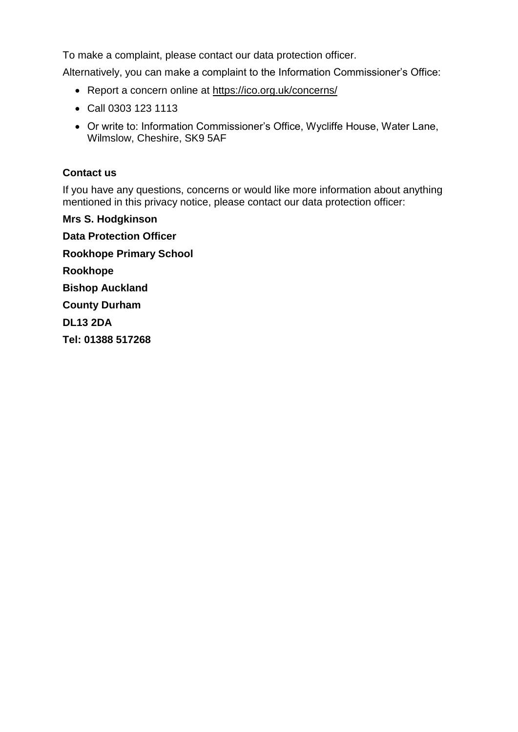To make a complaint, please contact our data protection officer.

Alternatively, you can make a complaint to the Information Commissioner's Office:

- Report a concern online at https://ico.org.uk/concerns/
- Call 0303 123 1113
- Or write to: Information Commissioner's Office, Wycliffe House, Water Lane, Wilmslow, Cheshire, SK9 5AF

### Contact us

If you have any questions, concerns or would like more information about anything mentioned in this privacy notice, please contact our data protection officer:

**Mrs S. Hodgkinson**

**Data Protection Officer**

**Rookhope Primary School**

**Rookhope**

**Bishop Auckland**

**County Durham**

**DL13 2DA**

**Tel: 01388 517268**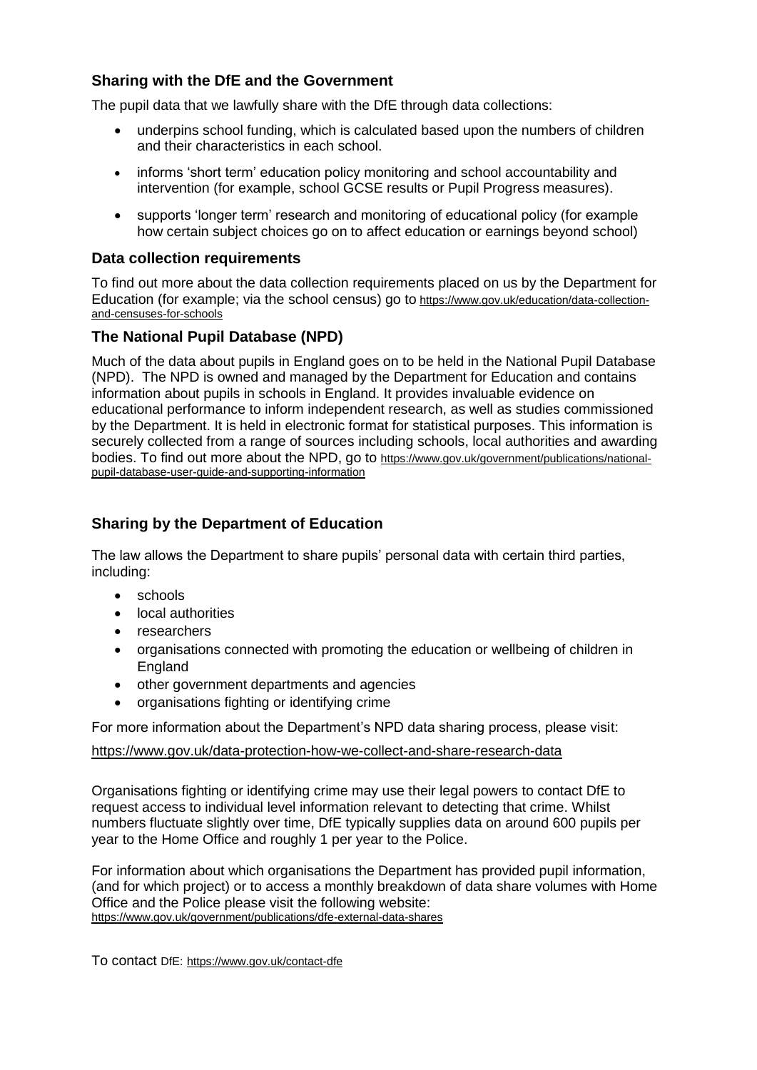## Sharing with the DfE and the Government

The pupil data that we lawfully share with the DfE through data collections:

- underpins school funding, which is calculated based upon the numbers of children and their characteristics in each school.
- informs 'short term' education policy monitoring and school accountability and intervention (for example, school GCSE results or Pupil Progress measures).
- supports 'longer term' research and monitoring of educational policy (for example how certain subject choices go on to affect education or earnings beyond school)

## Data collection requirements

To find out more about the data collection requirements placed on us by the Department for Education (for example; via the school census) go to https://www.gov.uk/education/data-collection-and-censuses-for-schools

## The National Pupil Database (NPD)

Much of the data about pupils in England goes on to be held in the National Pupil Database (NPD). The NPD is owned and managed by the Department for Education and contains information about pupils in schools in England. It provides invaluable evidence on educational performance to inform independent research, as well as studies commissioned by the Department. It is held in electronic format for statistical purposes. This information is securely collected from a range of sources including schools, local authorities and awarding bodies. To find out more about the NPD, go to https://www.gov.uk/government/publications/national-pupil-database-user-guide-and-supporting-information

## Sharing by the Department of Education

The law allows the Department to share pupils' personal data with certain third parties, including:

- schools
- local authorities
- researchers
- organisations connected with promoting the education or wellbeing of children in England
- other government departments and agencies
- organisations fighting or identifying crime

For more information about the Department's NPD data sharing process, please visit:

https://www.gov.uk/data-protection-how-we-collect-and-share-research-data

Organisations fighting or identifying crime may use their legal powers to contact DfE to request access to individual level information relevant to detecting that crime. Whilst numbers fluctuate slightly over time, DfE typically supplies data on around 600 pupils per year to the Home Office and roughly 1 per year to the Police.

For information about which organisations the Department has provided pupil information, (and for which project) or to access a monthly breakdown of data share volumes with Home Office and the Police please visit the following website:
https://www.gov.uk/government/publications/dfe-external-data-shares

To contact DfE: https://www.gov.uk/contact-dfe